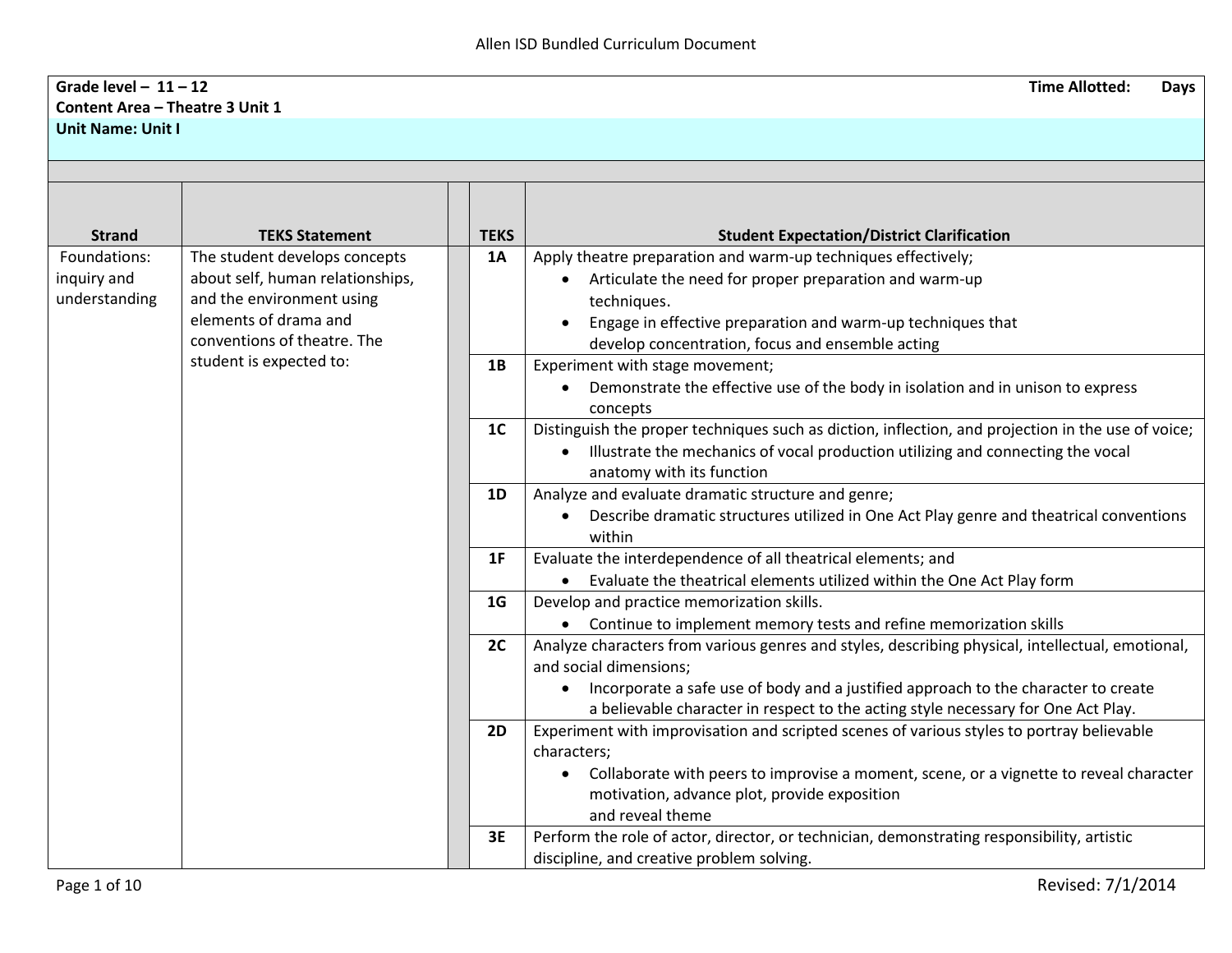Allen ISD Bundled Curriculum Document

**Grade level – 11 – 12** **Time Allotted: Days**
**Content Area – Theatre 3 Unit 1**
**Unit Name: Unit I**

| Strand | TEKS Statement | | TEKS | Student Expectation/District Clarification |
|---|---|---|---|---|
| Foundations: inquiry and understanding | The student develops concepts about self, human relationships, and the environment using elements of drama and conventions of theatre. The student is expected to: | | **1A** | Apply theatre preparation and warm-up techniques effectively;<br>• Articulate the need for proper preparation and warm-up techniques.<br>• Engage in effective preparation and warm-up techniques that develop concentration, focus and ensemble acting |
| | | | **1B** | Experiment with stage movement;<br>• Demonstrate the effective use of the body in isolation and in unison to express concepts |
| | | | **1C** | Distinguish the proper techniques such as diction, inflection, and projection in the use of voice;<br>• Illustrate the mechanics of vocal production utilizing and connecting the vocal anatomy with its function |
| | | | **1D** | Analyze and evaluate dramatic structure and genre;<br>• Describe dramatic structures utilized in One Act Play genre and theatrical conventions within |
| | | | **1F** | Evaluate the interdependence of all theatrical elements; and<br>• Evaluate the theatrical elements utilized within the One Act Play form |
| | | | **1G** | Develop and practice memorization skills.<br>• Continue to implement memory tests and refine memorization skills |
| | | | **2C** | Analyze characters from various genres and styles, describing physical, intellectual, emotional, and social dimensions;<br>• Incorporate a safe use of body and a justified approach to the character to create a believable character in respect to the acting style necessary for One Act Play. |
| | | | **2D** | Experiment with improvisation and scripted scenes of various styles to portray believable characters;<br>• Collaborate with peers to improvise a moment, scene, or a vignette to reveal character motivation, advance plot, provide exposition and reveal theme |
| | | | **3E** | Perform the role of actor, director, or technician, demonstrating responsibility, artistic discipline, and creative problem solving. |

Revised: 7/1/2014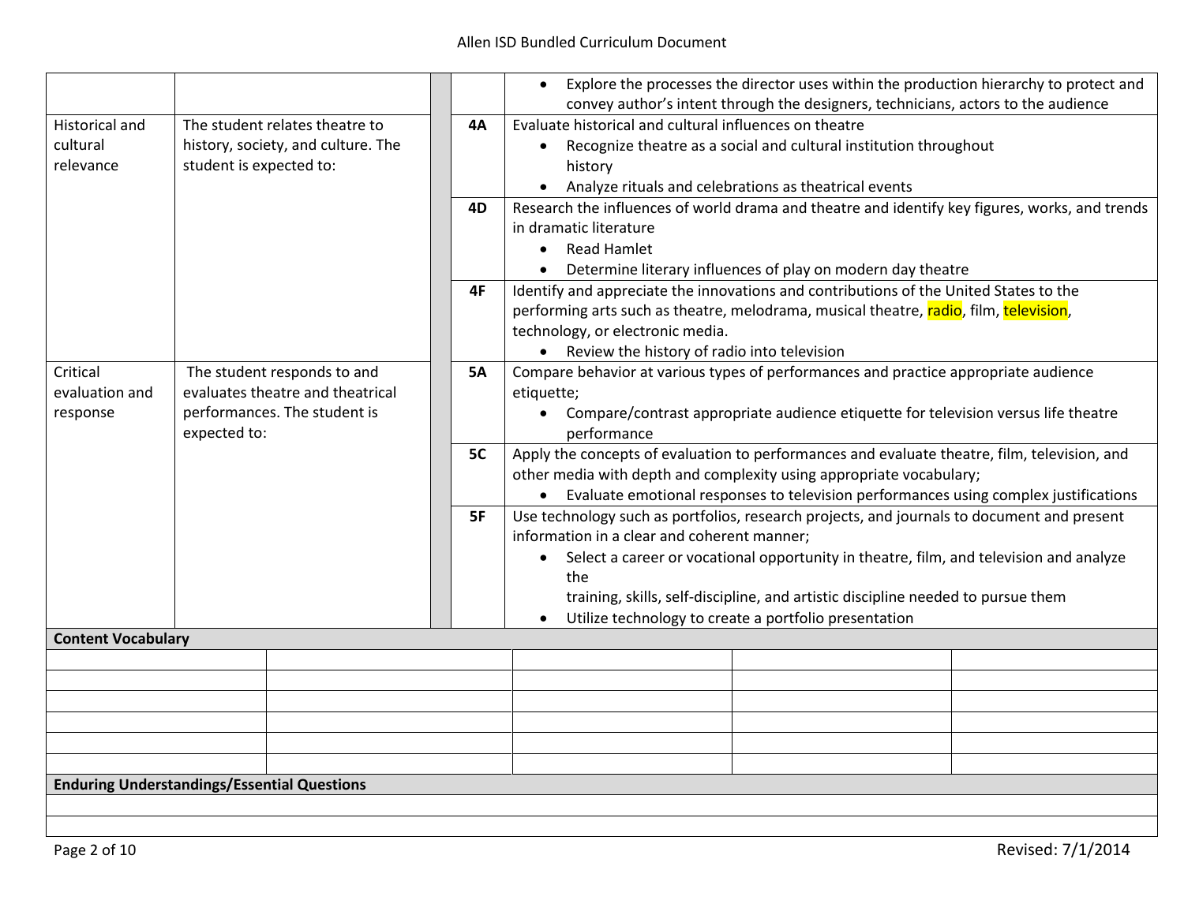| | | | | |
|---|---|---|---|---|
| | | | | • Explore the processes the director uses within the production hierarchy to protect and convey author's intent through the designers, technicians, actors to the audience |
| Historical and cultural relevance | The student relates theatre to history, society, and culture. The student is expected to: | | **4A** | Evaluate historical and cultural influences on theatre<br>• Recognize theatre as a social and cultural institution throughout history<br>• Analyze rituals and celebrations as theatrical events |
| | | | **4D** | Research the influences of world drama and theatre and identify key figures, works, and trends in dramatic literature<br>• Read Hamlet<br>• Determine literary influences of play on modern day theatre |
| | | | **4F** | Identify and appreciate the innovations and contributions of the United States to the performing arts such as theatre, melodrama, musical theatre, radio, film, television, technology, or electronic media.<br>• Review the history of radio into television |
| Critical evaluation and response | The student responds to and evaluates theatre and theatrical performances. The student is expected to: | | **5A** | Compare behavior at various types of performances and practice appropriate audience etiquette;<br>• Compare/contrast appropriate audience etiquette for television versus life theatre performance |
| | | | **5C** | Apply the concepts of evaluation to performances and evaluate theatre, film, television, and other media with depth and complexity using appropriate vocabulary;<br>• Evaluate emotional responses to television performances using complex justifications |
| | | | **5F** | Use technology such as portfolios, research projects, and journals to document and present information in a clear and coherent manner;<br>• Select a career or vocational opportunity in theatre, film, and television and analyze the training, skills, self-discipline, and artistic discipline needed to pursue them<br>• Utilize technology to create a portfolio presentation |

**Content Vocabulary**

| | | | | |
|---|---|---|---|---|
| | | | | |
| | | | | |
| | | | | |
| | | | | |
| | | | | |
| | | | | |

**Enduring Understandings/Essential Questions**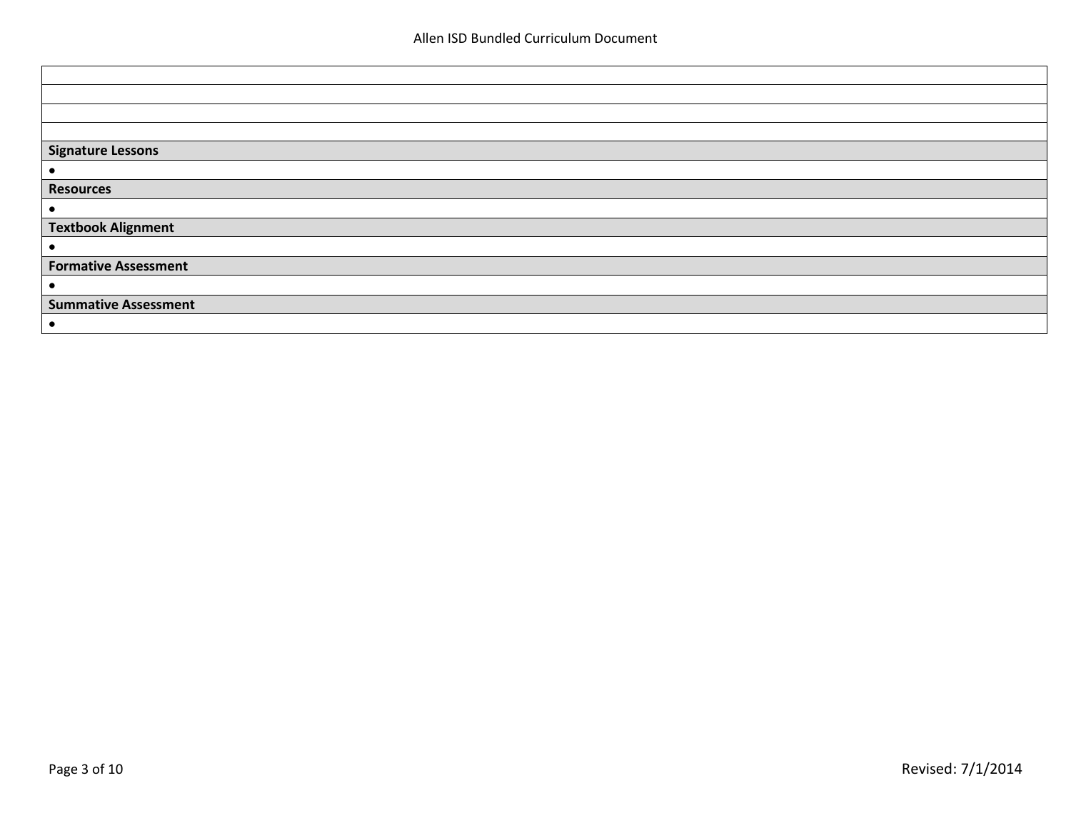**Signature Lessons**

- 

**Resources**

- 

**Textbook Alignment**

- 

**Formative Assessment**

- 

**Summative Assessment**

-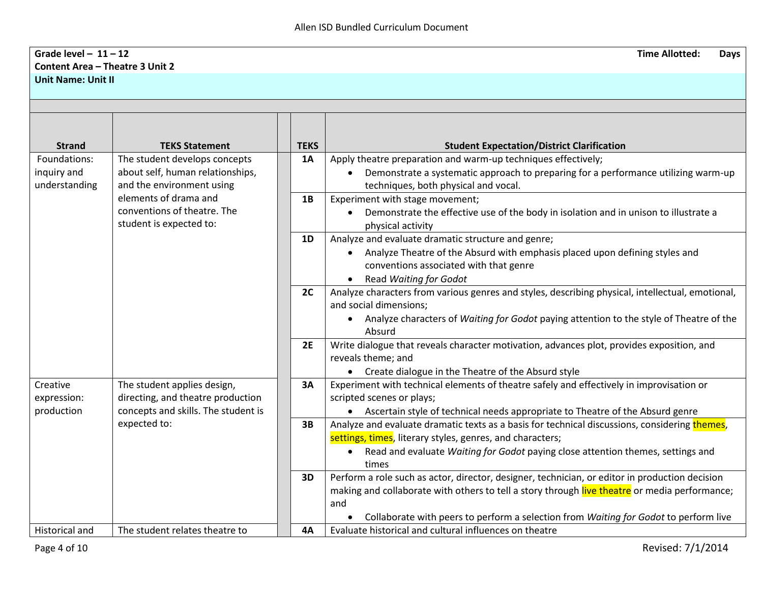**Grade level – 11 – 12** **Time Allotted: Days**
**Content Area – Theatre 3 Unit 2**
**Unit Name: Unit II**

| Strand | TEKS Statement | | TEKS | Student Expectation/District Clarification |
|---|---|---|---|---|
| Foundations: inquiry and understanding | The student develops concepts about self, human relationships, and the environment using elements of drama and conventions of theatre. The student is expected to: | | **1A** | Apply theatre preparation and warm-up techniques effectively;<br>• Demonstrate a systematic approach to preparing for a performance utilizing warm-up techniques, both physical and vocal. |
| | | | **1B** | Experiment with stage movement;<br>• Demonstrate the effective use of the body in isolation and in unison to illustrate a physical activity |
| | | | **1D** | Analyze and evaluate dramatic structure and genre;<br>• Analyze Theatre of the Absurd with emphasis placed upon defining styles and conventions associated with that genre<br>• Read *Waiting for Godot* |
| | | | **2C** | Analyze characters from various genres and styles, describing physical, intellectual, emotional, and social dimensions;<br>• Analyze characters of *Waiting for Godot* paying attention to the style of Theatre of the Absurd |
| | | | **2E** | Write dialogue that reveals character motivation, advances plot, provides exposition, and reveals theme; and<br>• Create dialogue in the Theatre of the Absurd style |
| Creative expression: production | The student applies design, directing, and theatre production concepts and skills. The student is expected to: | | **3A** | Experiment with technical elements of theatre safely and effectively in improvisation or scripted scenes or plays;<br>• Ascertain style of technical needs appropriate to Theatre of the Absurd genre |
| | | | **3B** | Analyze and evaluate dramatic texts as a basis for technical discussions, considering themes, settings, times, literary styles, genres, and characters;<br>• Read and evaluate *Waiting for Godot* paying close attention themes, settings and times |
| | | | **3D** | Perform a role such as actor, director, designer, technician, or editor in production decision making and collaborate with others to tell a story through live theatre or media performance; and<br>• Collaborate with peers to perform a selection from *Waiting for Godot* to perform live |
| Historical and | The student relates theatre to | | **4A** | Evaluate historical and cultural influences on theatre |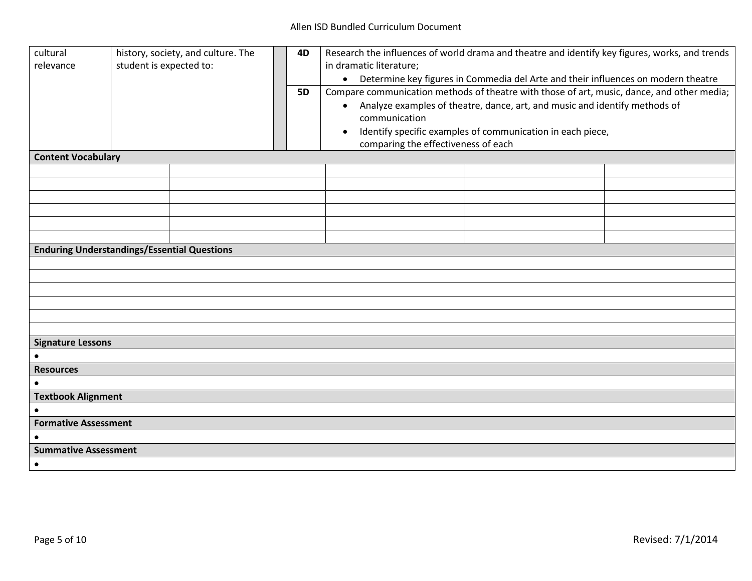| | | | | |
|---|---|---|---|---|
| cultural relevance | history, society, and culture. The student is expected to: | | 4D | Research the influences of world drama and theatre and identify key figures, works, and trends in dramatic literature;<br>• Determine key figures in Commedia del Arte and their influences on modern theatre |
| | | | 5D | Compare communication methods of theatre with those of art, music, dance, and other media;<br>• Analyze examples of theatre, dance, art, and music and identify methods of communication<br>• Identify specific examples of communication in each piece, comparing the effectiveness of each |

**Content Vocabulary**

| | | | | |
|---|---|---|---|---|
| | | | | |
| | | | | |
| | | | | |
| | | | | |
| | | | | |
| | | | | |

**Enduring Understandings/Essential Questions**

**Signature Lessons**

- 

**Resources**

- 

**Textbook Alignment**

- 

**Formative Assessment**

- 

**Summative Assessment**

-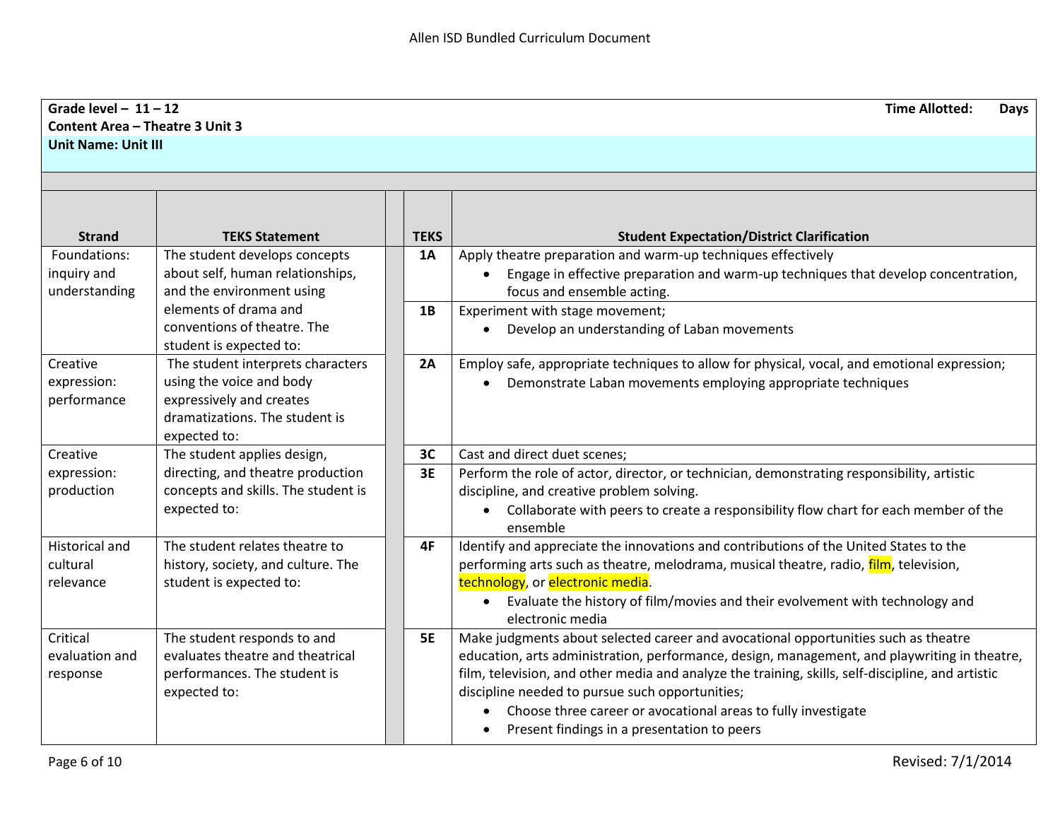**Grade level – 11 – 12** **Time Allotted: Days**
**Content Area – Theatre 3 Unit 3**
**Unit Name: Unit III**

| Strand | TEKS Statement | | TEKS | Student Expectation/District Clarification |
|---|---|---|---|---|
| Foundations: inquiry and understanding | The student develops concepts about self, human relationships, and the environment using elements of drama and conventions of theatre. The student is expected to: | | **1A** | Apply theatre preparation and warm-up techniques effectively<br>• Engage in effective preparation and warm-up techniques that develop concentration, focus and ensemble acting. |
| | | | **1B** | Experiment with stage movement;<br>• Develop an understanding of Laban movements |
| Creative expression: performance | The student interprets characters using the voice and body expressively and creates dramatizations. The student is expected to: | | **2A** | Employ safe, appropriate techniques to allow for physical, vocal, and emotional expression;<br>• Demonstrate Laban movements employing appropriate techniques |
| Creative expression: production | The student applies design, directing, and theatre production concepts and skills. The student is expected to: | | **3C** | Cast and direct duet scenes; |
| | | | **3E** | Perform the role of actor, director, or technician, demonstrating responsibility, artistic discipline, and creative problem solving.<br>• Collaborate with peers to create a responsibility flow chart for each member of the ensemble |
| Historical and cultural relevance | The student relates theatre to history, society, and culture. The student is expected to: | | **4F** | Identify and appreciate the innovations and contributions of the United States to the performing arts such as theatre, melodrama, musical theatre, radio, film, television, technology, or electronic media.<br>• Evaluate the history of film/movies and their evolvement with technology and electronic media |
| Critical evaluation and response | The student responds to and evaluates theatre and theatrical performances. The student is expected to: | | **5E** | Make judgments about selected career and avocational opportunities such as theatre education, arts administration, performance, design, management, and playwriting in theatre, film, television, and other media and analyze the training, skills, self-discipline, and artistic discipline needed to pursue such opportunities;<br>• Choose three career or avocational areas to fully investigate<br>• Present findings in a presentation to peers |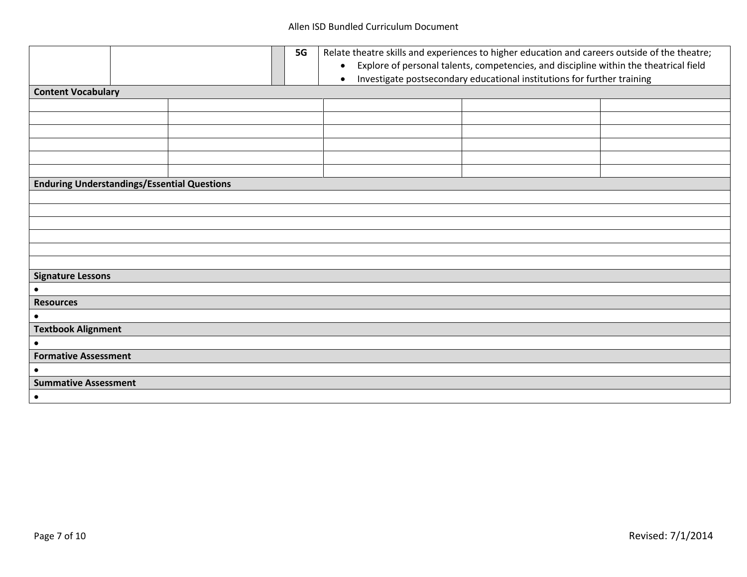| | | | 5G | Relate theatre skills and experiences to higher education and careers outside of the theatre; <br>• Explore of personal talents, competencies, and discipline within the theatrical field <br>• Investigate postsecondary educational institutions for further training |
|---|---|---|---|---|

**Content Vocabulary**

| | | | | |
|---|---|---|---|---|
| | | | | |
| | | | | |
| | | | | |
| | | | | |
| | | | | |
| | | | | |

**Enduring Understandings/Essential Questions**

**Signature Lessons**

- 

**Resources**

- 

**Textbook Alignment**

- 

**Formative Assessment**

- 

**Summative Assessment**

-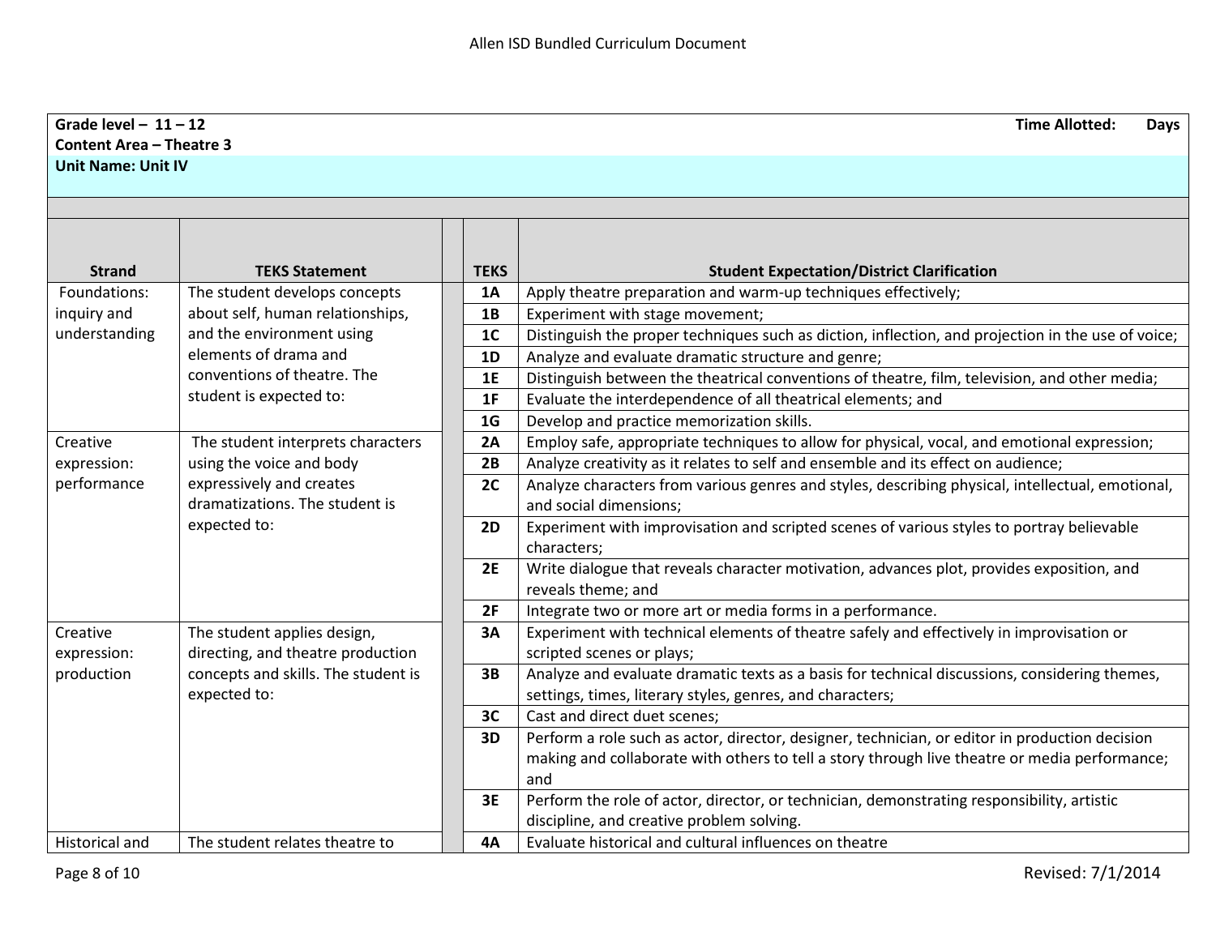| **Grade level – 11 – 12** | | | | **Time Allotted: Days** |
|---|---|---|---|---|
| **Content Area – Theatre 3** | | | | |
| **Unit Name: Unit IV** | | | | |
| **Strand** | **TEKS Statement** | | **TEKS** | **Student Expectation/District Clarification** |
| Foundations: inquiry and understanding | The student develops concepts about self, human relationships, and the environment using elements of drama and conventions of theatre. The student is expected to: | | **1A** | Apply theatre preparation and warm-up techniques effectively; |
| | | | **1B** | Experiment with stage movement; |
| | | | **1C** | Distinguish the proper techniques such as diction, inflection, and projection in the use of voice; |
| | | | **1D** | Analyze and evaluate dramatic structure and genre; |
| | | | **1E** | Distinguish between the theatrical conventions of theatre, film, television, and other media; |
| | | | **1F** | Evaluate the interdependence of all theatrical elements; and |
| | | | **1G** | Develop and practice memorization skills. |
| Creative expression: performance | The student interprets characters using the voice and body expressively and creates dramatizations. The student is expected to: | | **2A** | Employ safe, appropriate techniques to allow for physical, vocal, and emotional expression; |
| | | | **2B** | Analyze creativity as it relates to self and ensemble and its effect on audience; |
| | | | **2C** | Analyze characters from various genres and styles, describing physical, intellectual, emotional, and social dimensions; |
| | | | **2D** | Experiment with improvisation and scripted scenes of various styles to portray believable characters; |
| | | | **2E** | Write dialogue that reveals character motivation, advances plot, provides exposition, and reveals theme; and |
| | | | **2F** | Integrate two or more art or media forms in a performance. |
| Creative expression: production | The student applies design, directing, and theatre production concepts and skills. The student is expected to: | | **3A** | Experiment with technical elements of theatre safely and effectively in improvisation or scripted scenes or plays; |
| | | | **3B** | Analyze and evaluate dramatic texts as a basis for technical discussions, considering themes, settings, times, literary styles, genres, and characters; |
| | | | **3C** | Cast and direct duet scenes; |
| | | | **3D** | Perform a role such as actor, director, designer, technician, or editor in production decision making and collaborate with others to tell a story through live theatre or media performance; and |
| | | | **3E** | Perform the role of actor, director, or technician, demonstrating responsibility, artistic discipline, and creative problem solving. |
| Historical and | The student relates theatre to | | **4A** | Evaluate historical and cultural influences on theatre |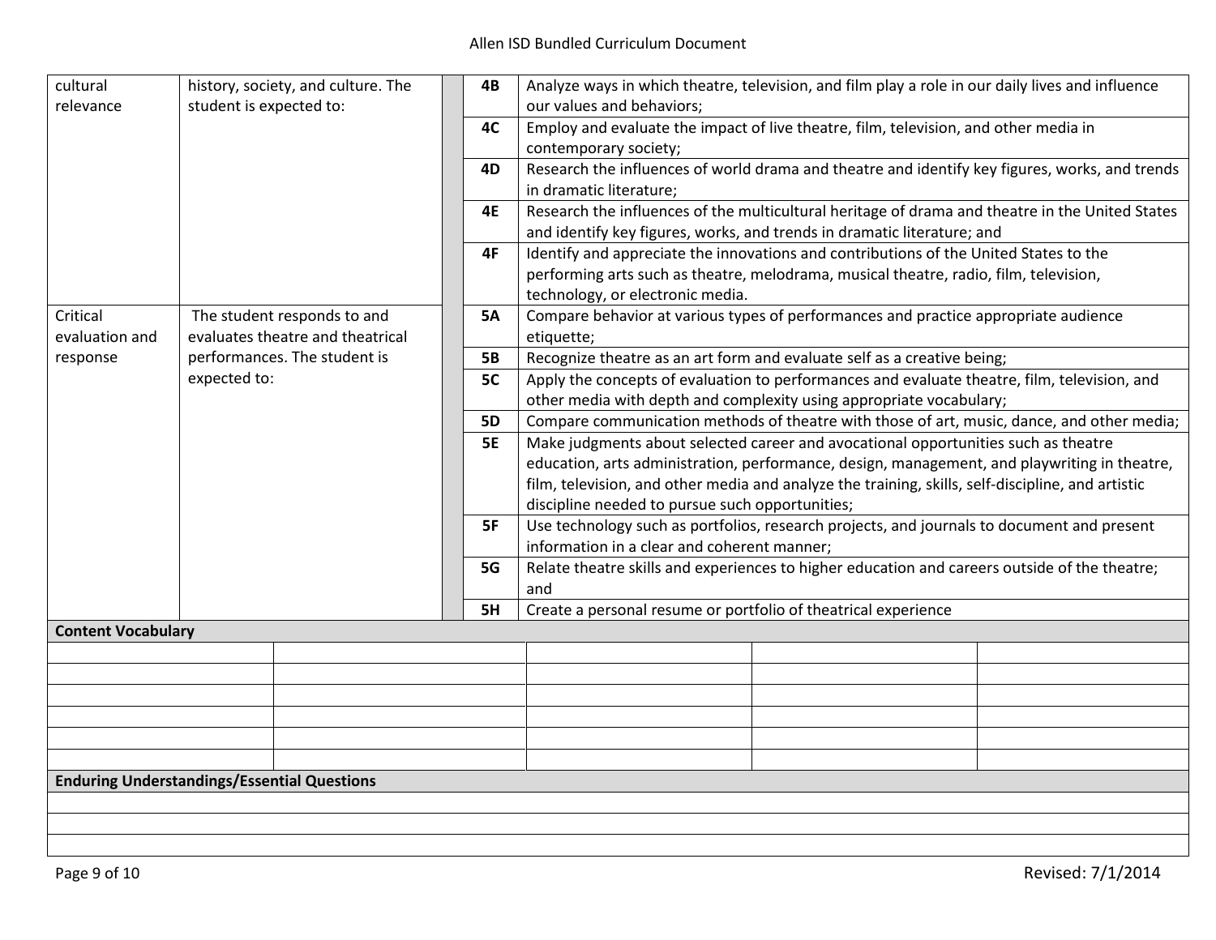| | | | | |
|---|---|---|---|---|
| cultural relevance | history, society, and culture. The student is expected to: | | 4B | Analyze ways in which theatre, television, and film play a role in our daily lives and influence our values and behaviors; |
| | | | 4C | Employ and evaluate the impact of live theatre, film, television, and other media in contemporary society; |
| | | | 4D | Research the influences of world drama and theatre and identify key figures, works, and trends in dramatic literature; |
| | | | 4E | Research the influences of the multicultural heritage of drama and theatre in the United States and identify key figures, works, and trends in dramatic literature; and |
| | | | 4F | Identify and appreciate the innovations and contributions of the United States to the performing arts such as theatre, melodrama, musical theatre, radio, film, television, technology, or electronic media. |
| Critical evaluation and response | The student responds to and evaluates theatre and theatrical performances. The student is expected to: | | 5A | Compare behavior at various types of performances and practice appropriate audience etiquette; |
| | | | 5B | Recognize theatre as an art form and evaluate self as a creative being; |
| | | | 5C | Apply the concepts of evaluation to performances and evaluate theatre, film, television, and other media with depth and complexity using appropriate vocabulary; |
| | | | 5D | Compare communication methods of theatre with those of art, music, dance, and other media; |
| | | | 5E | Make judgments about selected career and avocational opportunities such as theatre education, arts administration, performance, design, management, and playwriting in theatre, film, television, and other media and analyze the training, skills, self-discipline, and artistic discipline needed to pursue such opportunities; |
| | | | 5F | Use technology such as portfolios, research projects, and journals to document and present information in a clear and coherent manner; |
| | | | 5G | Relate theatre skills and experiences to higher education and careers outside of the theatre; and |
| | | | 5H | Create a personal resume or portfolio of theatrical experience |

**Content Vocabulary**

| | | | | |
|---|---|---|---|---|
| | | | | |
| | | | | |
| | | | | |
| | | | | |
| | | | | |
| | | | | |

**Enduring Understandings/Essential Questions**

| |
|---|
| |
| |
| |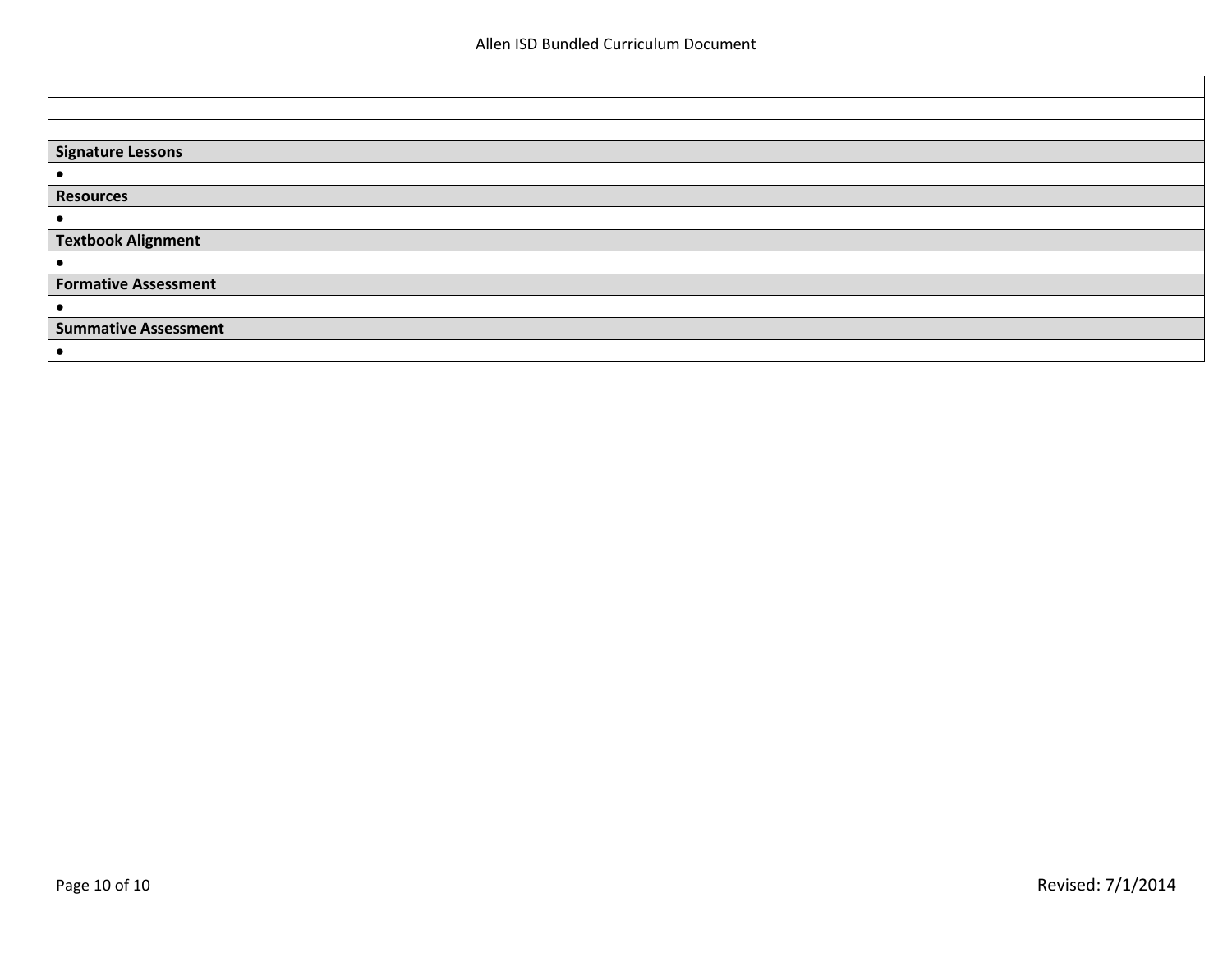| |
|---|
| |
| |
| **Signature Lessons** |
| • |
| **Resources** |
| • |
| **Textbook Alignment** |
| • |
| **Formative Assessment** |
| • |
| **Summative Assessment** |
| • |